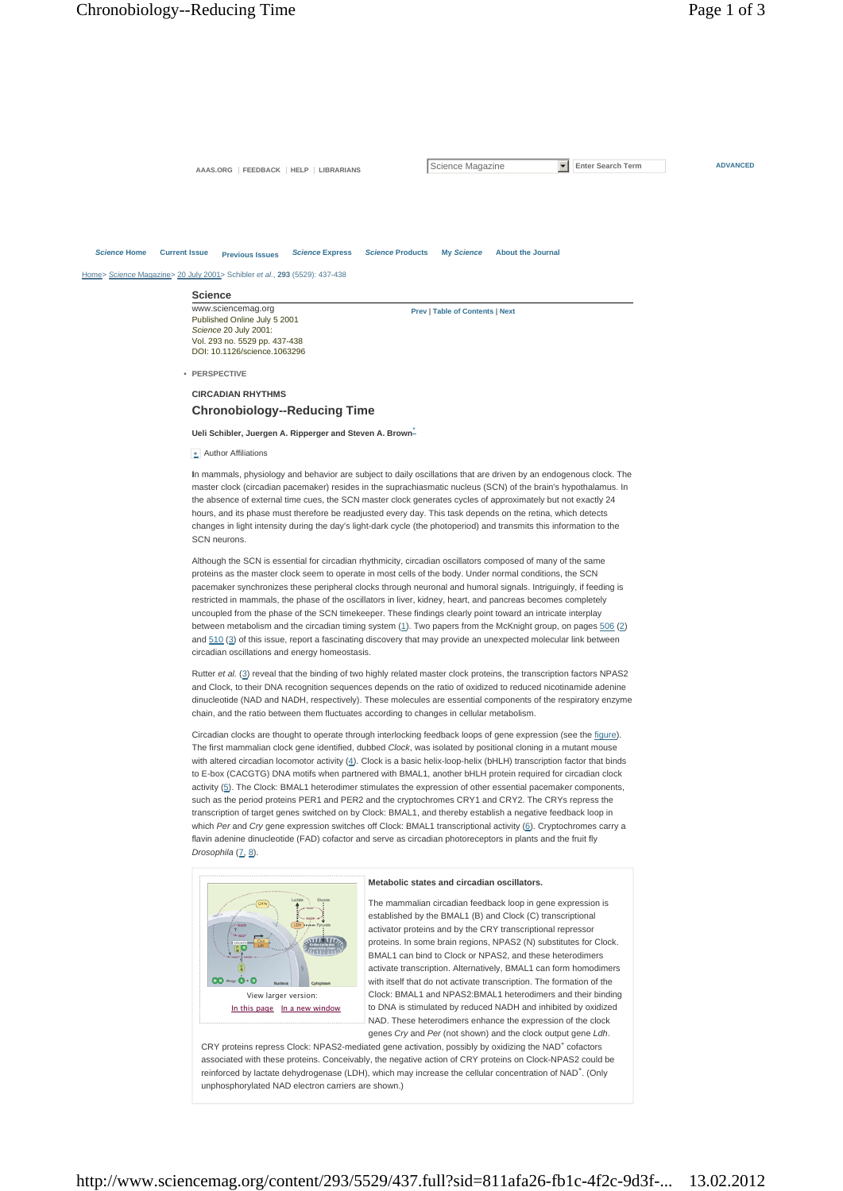Science

www.sciencemag.org
Published Online July 5 2001
*Science* 20 July 2001:
Vol. 293 no. 5529 pp. 437-438
DOI: 10.1126/science.1063296

- PERSPECTIVE

CIRCADIAN RHYTHMS

## Chronobiology--Reducing Time

**Ueli Schibler, Juergen A. Ripperger and Steven A. Brown***

Author Affiliations

In mammals, physiology and behavior are subject to daily oscillations that are driven by an endogenous clock. The master clock (circadian pacemaker) resides in the suprachiasmatic nucleus (SCN) of the brain's hypothalamus. In the absence of external time cues, the SCN master clock generates cycles of approximately but not exactly 24 hours, and its phase must therefore be readjusted every day. This task depends on the retina, which detects changes in light intensity during the day's light-dark cycle (the photoperiod) and transmits this information to the SCN neurons.

Although the SCN is essential for circadian rhythmicity, circadian oscillators composed of many of the same proteins as the master clock seem to operate in most cells of the body. Under normal conditions, the SCN pacemaker synchronizes these peripheral clocks through neuronal and humoral signals. Intriguingly, if feeding is restricted in mammals, the phase of the oscillators in liver, kidney, heart, and pancreas becomes completely uncoupled from the phase of the SCN timekeeper. These findings clearly point toward an intricate interplay between metabolism and the circadian timing system (1). Two papers from the McKnight group, on pages 506 (2) and 510 (3) of this issue, report a fascinating discovery that may provide an unexpected molecular link between circadian oscillations and energy homeostasis.

Rutter *et al.* (3) reveal that the binding of two highly related master clock proteins, the transcription factors NPAS2 and Clock, to their DNA recognition sequences depends on the ratio of oxidized to reduced nicotinamide adenine dinucleotide (NAD and NADH, respectively). These molecules are essential components of the respiratory enzyme chain, and the ratio between them fluctuates according to changes in cellular metabolism.

Circadian clocks are thought to operate through interlocking feedback loops of gene expression (see the figure). The first mammalian clock gene identified, dubbed *Clock*, was isolated by positional cloning in a mutant mouse with altered circadian locomotor activity (4). Clock is a basic helix-loop-helix (bHLH) transcription factor that binds to E-box (CACGTG) DNA motifs when partnered with BMAL1, another bHLH protein required for circadian clock activity (5). The Clock: BMAL1 heterodimer stimulates the expression of other essential pacemaker components, such as the period proteins PER1 and PER2 and the cryptochromes CRY1 and CRY2. The CRYs repress the transcription of target genes switched on by Clock: BMAL1, and thereby establish a negative feedback loop in which *Per* and *Cry* gene expression switches off Clock: BMAL1 transcriptional activity (6). Cryptochromes carry a flavin adenine dinucleotide (FAD) cofactor and serve as circadian photoreceptors in plants and the fruit fly *Drosophila* (7, 8).

View larger version: In this page In a new window

**Metabolic states and circadian oscillators.**

The mammalian circadian feedback loop in gene expression is established by the BMAL1 (B) and Clock (C) transcriptional activator proteins and by the CRY transcriptional repressor proteins. In some brain regions, NPAS2 (N) substitutes for Clock. BMAL1 can bind to Clock or NPAS2, and these heterodimers activate transcription. Alternatively, BMAL1 can form homodimers with itself that do not activate transcription. The formation of the Clock: BMAL1 and NPAS2:BMAL1 heterodimers and their binding to DNA is stimulated by reduced NADH and inhibited by oxidized NAD. These heterodimers enhance the expression of the clock genes *Cry* and *Per* (not shown) and the clock output gene *Ldh*. CRY proteins repress Clock: NPAS2-mediated gene activation, possibly by oxidizing the $NAD^+$ cofactors associated with these proteins. Conceivably, the negative action of CRY proteins on Clock-NPAS2 could be reinforced by lactate dehydrogenase (LDH), which may increase the cellular concentration of $NAD^+$. (Only unphosphorylated NAD electron carriers are shown.)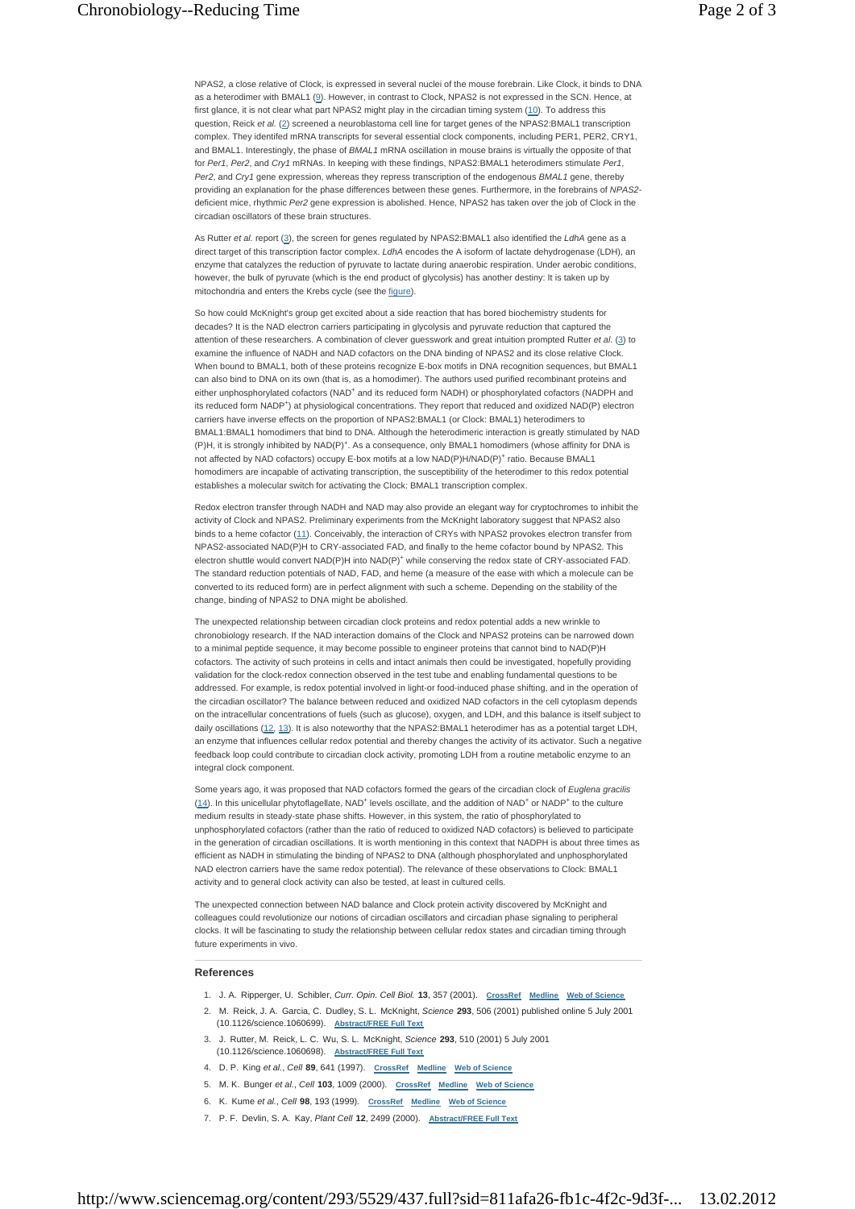NPAS2, a close relative of Clock, is expressed in several nuclei of the mouse forebrain. Like Clock, it binds to DNA as a heterodimer with BMAL1 (9). However, in contrast to Clock, NPAS2 is not expressed in the SCN. Hence, at first glance, it is not clear what part NPAS2 might play in the circadian timing system (10). To address this question, Reick *et al.* (2) screened a neuroblastoma cell line for target genes of the NPAS2:BMAL1 transcription complex. They identifed mRNA transcripts for several essential clock components, including PER1, PER2, CRY1, and BMAL1. Interestingly, the phase of *BMAL1* mRNA oscillation in mouse brains is virtually the opposite of that for *Per1*, *Per2*, and *Cry1* mRNAs. In keeping with these findings, NPAS2:BMAL1 heterodimers stimulate *Per1*, *Per2*, and *Cry1* gene expression, whereas they repress transcription of the endogenous *BMAL1* gene, thereby providing an explanation for the phase differences between these genes. Furthermore, in the forebrains of *NPAS2*-deficient mice, rhythmic *Per2* gene expression is abolished. Hence, NPAS2 has taken over the job of Clock in the circadian oscillators of these brain structures.

As Rutter *et al.* report (3), the screen for genes regulated by NPAS2:BMAL1 also identified the *LdhA* gene as a direct target of this transcription factor complex. *LdhA* encodes the A isoform of lactate dehydrogenase (LDH), an enzyme that catalyzes the reduction of pyruvate to lactate during anaerobic respiration. Under aerobic conditions, however, the bulk of pyruvate (which is the end product of glycolysis) has another destiny: It is taken up by mitochondria and enters the Krebs cycle (see the figure).

So how could McKnight's group get excited about a side reaction that has bored biochemistry students for decades? It is the NAD electron carriers participating in glycolysis and pyruvate reduction that captured the attention of these researchers. A combination of clever guesswork and great intuition prompted Rutter *et al.* (3) to examine the influence of NADH and NAD cofactors on the DNA binding of NPAS2 and its close relative Clock. When bound to BMAL1, both of these proteins recognize E-box motifs in DNA recognition sequences, but BMAL1 can also bind to DNA on its own (that is, as a homodimer). The authors used purified recombinant proteins and either unphosphorylated cofactors ($NAD^+$ and its reduced form NADH) or phosphorylated cofactors (NADPH and its reduced form $NADP^+$) at physiological concentrations. They report that reduced and oxidized NAD(P) electron carriers have inverse effects on the proportion of NPAS2:BMAL1 (or Clock: BMAL1) heterodimers to BMAL1:BMAL1 homodimers that bind to DNA. Although the heterodimeric interaction is greatly stimulated by NAD(P)H, it is strongly inhibited by $NAD(P)^+$. As a consequence, only BMAL1 homodimers (whose affinity for DNA is not affected by NAD cofactors) occupy E-box motifs at a low $NAD(P)H/NAD(P)^+$ ratio. Because BMAL1 homodimers are incapable of activating transcription, the susceptibility of the heterodimer to this redox potential establishes a molecular switch for activating the Clock: BMAL1 transcription complex.

Redox electron transfer through NADH and NAD may also provide an elegant way for cryptochromes to inhibit the activity of Clock and NPAS2. Preliminary experiments from the McKnight laboratory suggest that NPAS2 also binds to a heme cofactor (11). Conceivably, the interaction of CRYs with NPAS2 provokes electron transfer from NPAS2-associated NAD(P)H to CRY-associated FAD, and finally to the heme cofactor bound by NPAS2. This electron shuttle would convert NAD(P)H into $NAD(P)^+$ while conserving the redox state of CRY-associated FAD. The standard reduction potentials of NAD, FAD, and heme (a measure of the ease with which a molecule can be converted to its reduced form) are in perfect alignment with such a scheme. Depending on the stability of the change, binding of NPAS2 to DNA might be abolished.

The unexpected relationship between circadian clock proteins and redox potential adds a new wrinkle to chronobiology research. If the NAD interaction domains of the Clock and NPAS2 proteins can be narrowed down to a minimal peptide sequence, it may become possible to engineer proteins that cannot bind to NAD(P)H cofactors. The activity of such proteins in cells and intact animals then could be investigated, hopefully providing validation for the clock-redox connection observed in the test tube and enabling fundamental questions to be addressed. For example, is redox potential involved in light-or food-induced phase shifting, and in the operation of the circadian oscillator? The balance between reduced and oxidized NAD cofactors in the cell cytoplasm depends on the intracellular concentrations of fuels (such as glucose), oxygen, and LDH, and this balance is itself subject to daily oscillations (12, 13). It is also noteworthy that the NPAS2:BMAL1 heterodimer has as a potential target LDH, an enzyme that influences cellular redox potential and thereby changes the activity of its activator. Such a negative feedback loop could contribute to circadian clock activity, promoting LDH from a routine metabolic enzyme to an integral clock component.

Some years ago, it was proposed that NAD cofactors formed the gears of the circadian clock of *Euglena gracilis* (14). In this unicellular phytoflagellate, $NAD^+$ levels oscillate, and the addition of $NAD^+$ or $NADP^+$ to the culture medium results in steady-state phase shifts. However, in this system, the ratio of phosphorylated to unphosphorylated cofactors (rather than the ratio of reduced to oxidized NAD cofactors) is believed to participate in the generation of circadian oscillations. It is worth mentioning in this context that NADPH is about three times as efficient as NADH in stimulating the binding of NPAS2 to DNA (although phosphorylated and unphosphorylated NAD electron carriers have the same redox potential). The relevance of these observations to Clock: BMAL1 activity and to general clock activity can also be tested, at least in cultured cells.

The unexpected connection between NAD balance and Clock protein activity discovered by McKnight and colleagues could revolutionize our notions of circadian oscillators and circadian phase signaling to peripheral clocks. It will be fascinating to study the relationship between cellular redox states and circadian timing through future experiments in vivo.

## References

1. J. A. Ripperger, U. Schibler, *Curr. Opin. Cell Biol.* **13**, 357 (2001). CrossRef Medline Web of Science
2. M. Reick, J. A. Garcia, C. Dudley, S. L. McKnight, *Science* **293**, 506 (2001) published online 5 July 2001 (10.1126/science.1060699). Abstract/FREE Full Text
3. J. Rutter, M. Reick, L. C. Wu, S. L. McKnight, *Science* **293**, 510 (2001) 5 July 2001 (10.1126/science.1060698). Abstract/FREE Full Text
4. D. P. King *et al.*, *Cell* **89**, 641 (1997). CrossRef Medline Web of Science
5. M. K. Bunger *et al.*, *Cell* **103**, 1009 (2000). CrossRef Medline Web of Science
6. K. Kume *et al.*, *Cell* **98**, 193 (1999). CrossRef Medline Web of Science
7. P. F. Devlin, S. A. Kay, *Plant Cell* **12**, 2499 (2000). Abstract/FREE Full Text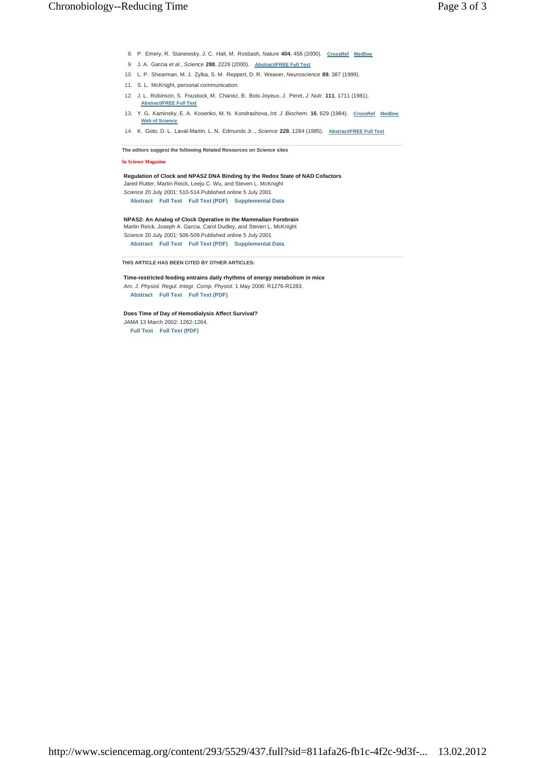8. P. Emery, R. Stanewsky, J. C. Hall, M. Rosbash, *Nature* **404**, 456 (2000). CrossRef Medline
9. J. A. Garcia *et al.*, *Science* **288**, 2226 (2000). Abstract/FREE Full Text
10. L. P. Shearman, M. J. Zylka, S. M. Reppert, D. R. Weaver, *Neuroscience* **89**, 387 (1999).
11. S. L. McKnight, personal communication.
12. J. L. Robinson, S. Foustock, M. Chanez, B. Bois-Joyeux, J. Peret, *J. Nutr.* **111**, 1711 (1981). Abstract/FREE Full Text
13. Y. G. Kaminsky, E. A. Kosenko, M. N. Kondrashova, *Int. J. Biochem.* **16**, 629 (1984). CrossRef Medline Web of Science
14. K. Goto, D. L. Laval-Martin, L. N. Edmunds Jr.., *Science* **228**, 1284 (1985). Abstract/FREE Full Text

---

**The editors suggest the following Related Resources on *Science* sites**

**In *Science* Magazine**

**Regulation of Clock and NPAS2 DNA Binding by the Redox State of NAD Cofactors**
Jared Rutter, Martin Reick, Leeju C. Wu, and Steven L. McKnight
*Science* 20 July 2001: 510-514.Published online 5 July 2001
Abstract Full Text Full Text (PDF) Supplemental Data

**NPAS2: An Analog of Clock Operative in the Mammalian Forebrain**
Martin Reick, Joseph A. Garcia, Carol Dudley, and Steven L. McKnight
*Science* 20 July 2001: 506-509.Published online 5 July 2001
Abstract Full Text Full Text (PDF) Supplemental Data

---

**THIS ARTICLE HAS BEEN CITED BY OTHER ARTICLES:**

**Time-restricted feeding entrains daily rhythms of energy metabolism in mice**
*Am. J. Physiol. Regul. Integr. Comp. Physiol.* 1 May 2006: R1276-R1283.
Abstract Full Text Full Text (PDF)

**Does Time of Day of Hemodialysis Affect Survival?**
*JAMA* 13 March 2002: 1262-1264.
Full Text Full Text (PDF)